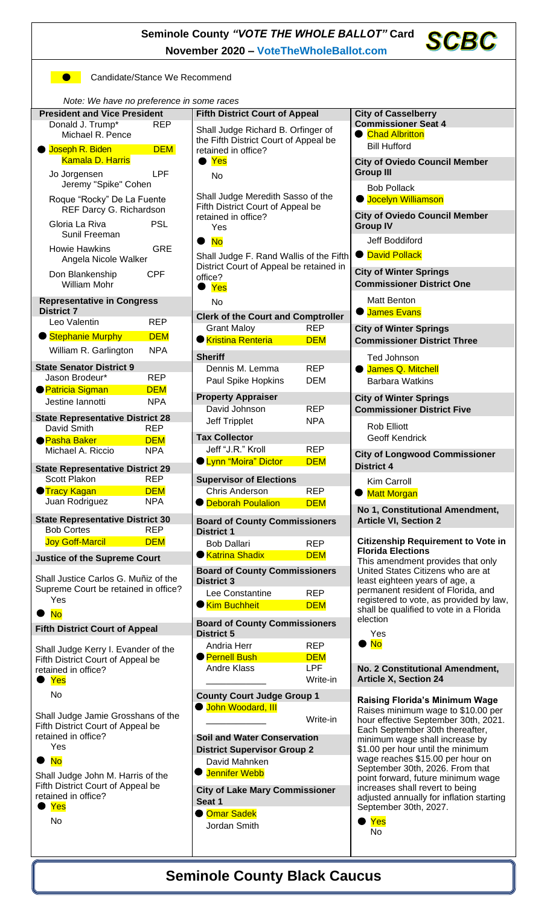# Seminole County *"VOTE THE WHOLE BALLOT"* Card

**November 2020 – VoteTheWholeBallot.com**

**SCBC**

● Candidate/Stance We Recommend

*Note: We have no preference in some races*

**President and Vice President**

- Donald J. Trump* / Michael R. Pence — REP
- ● **Joseph R. Biden / Kamala D. Harris — DEM**
- Jo Jorgensen / Jeremy "Spike" Cohen — LPF
- Roque "Rocky" De La Fuente / Darcy G. Richardson — REF
- Gloria La Riva / Sunil Freeman — PSL
- Howie Hawkins / Angela Nicole Walker — GRE
- Don Blankenship / William Mohr — CPF

**Representative in Congress District 7**

- Leo Valentin — REP
- ● **Stephanie Murphy — DEM**
- William R. Garlington — NPA

**State Senator District 9**

- Jason Brodeur* — REP
- ● **Patricia Sigman — DEM**
- Jestine Iannotti — NPA

**State Representative District 28**

- David Smith — REP
- ● **Pasha Baker — DEM**
- Michael A. Riccio — NPA

**State Representative District 29**

- Scott Plakon — REP
- ● **Tracy Kagan — DEM**
- Juan Rodriguez — NPA

**State Representative District 30**

- Bob Cortes — REP
- **Joy Goff-Marcil — DEM**

**Justice of the Supreme Court**

Shall Justice Carlos G. Muñiz of the Supreme Court be retained in office?
- Yes
- ● **No**

**Fifth District Court of Appeal**

Shall Judge Kerry I. Evander of the Fifth District Court of Appeal be retained in office?
- ● **Yes**
- No

Shall Judge Jamie Grosshans of the Fifth District Court of Appeal be retained in office?
- Yes
- ● **No**

Shall Judge John M. Harris of the Fifth District Court of Appeal be retained in office?
- ● **Yes**
- No

**Fifth District Court of Appeal**

Shall Judge Richard B. Orfinger of the Fifth District Court of Appeal be retained in office?
- ● **Yes**
- No

Shall Judge Meredith Sasso of the Fifth District Court of Appeal be retained in office?
- Yes
- ● **No**

Shall Judge F. Rand Wallis of the Fifth District Court of Appeal be retained in office?
- ● **Yes**
- No

**Clerk of the Court and Comptroller**

- Grant Maloy — REP
- ● **Kristina Renteria — DEM**

**Sheriff**

- Dennis M. Lemma — REP
- Paul Spike Hopkins — DEM

**Property Appraiser**

- David Johnson — REP
- Jeff Tripplet — NPA

**Tax Collector**

- Jeff "J.R." Kroll — REP
- ● **Lynn "Moira" Dictor — DEM**

**Supervisor of Elections**

- Chris Anderson — REP
- ● **Deborah Poulalion — DEM**

**Board of County Commissioners District 1**

- Bob Dallari — REP
- ● **Katrina Shadix — DEM**

**Board of County Commissioners District 3**

- Lee Constantine — REP
- ● **Kim Buchheit — DEM**

**Board of County Commissioners District 5**

- Andria Herr — REP
- ● **Pernell Bush — DEM**
- Andre Klass — LPF
- ____________ Write-in

**County Court Judge Group 1**

- ● **John Woodard, III**
- ____________ Write-in

**Soil and Water Conservation District Supervisor Group 2**

- David Mahnken
- ● **Jennifer Webb**

**City of Lake Mary Commissioner Seat 1**

- ● **Omar Sadek**
- Jordan Smith

**City of Casselberry Commissioner Seat 4**

- ● **Chad Albritton**
- Bill Hufford

**City of Oviedo Council Member Group III**

- Bob Pollack
- ● **Jocelyn Williamson**

**City of Oviedo Council Member Group IV**

- Jeff Boddiford
- ● **David Pollack**

**City of Winter Springs Commissioner District One**

- Matt Benton
- ● **James Evans**

**City of Winter Springs Commissioner District Three**

- Ted Johnson
- ● **James Q. Mitchell**
- Barbara Watkins

**City of Winter Springs Commissioner District Five**

- Rob Elliott
- Geoff Kendrick

**City of Longwood Commissioner District 4**

- Kim Carroll
- ● **Matt Morgan**

**No 1, Constitutional Amendment, Article VI, Section 2**

**Citizenship Requirement to Vote in Florida Elections**

This amendment provides that only United States Citizens who are at least eighteen years of age, a permanent resident of Florida, and registered to vote, as provided by law, shall be qualified to vote in a Florida election

- Yes
- ● **No**

**No. 2 Constitutional Amendment, Article X, Section 24**

**Raising Florida's Minimum Wage**

Raises minimum wage to $10.00 per hour effective September 30th, 2021. Each September 30th thereafter, minimum wage shall increase by $1.00 per hour until the minimum wage reaches $15.00 per hour on September 30th, 2026. From that point forward, future minimum wage increases shall revert to being adjusted annually for inflation starting September 30th, 2027.

- ● **Yes**
- No

## Seminole County Black Caucus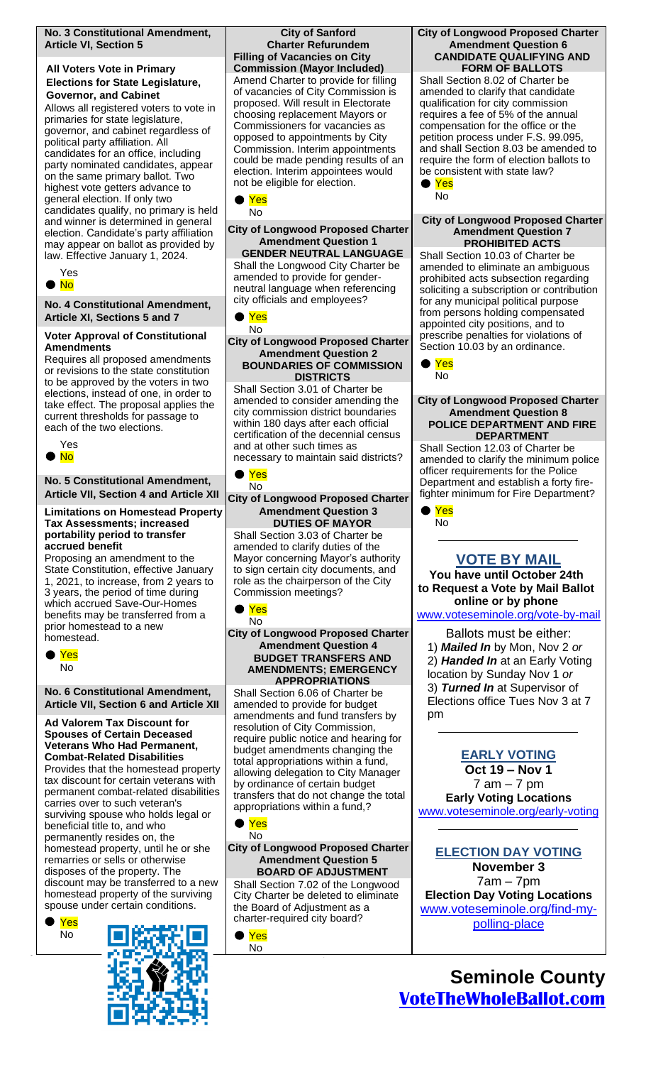### No. 3 Constitutional Amendment, Article VI, Section 5

**All Voters Vote in Primary Elections for State Legislature, Governor, and Cabinet**

Allows all registered voters to vote in primaries for state legislature, governor, and cabinet regardless of political party affiliation. All candidates for an office, including party nominated candidates, appear on the same primary ballot. Two highest vote getters advance to general election. If only two candidates qualify, no primary is held and winner is determined in general election. Candidate's party affiliation may appear on ballot as provided by law. Effective January 1, 2024.

Yes
● No

### No. 4 Constitutional Amendment, Article XI, Sections 5 and 7

**Voter Approval of Constitutional Amendments**

Requires all proposed amendments or revisions to the state constitution to be approved by the voters in two elections, instead of one, in order to take effect. The proposal applies the current thresholds for passage to each of the two elections.

Yes
● No

### No. 5 Constitutional Amendment, Article VII, Section 4 and Article XII

**Limitations on Homestead Property Tax Assessments; increased portability period to transfer accrued benefit**

Proposing an amendment to the State Constitution, effective January 1, 2021, to increase, from 2 years to 3 years, the period of time during which accrued Save-Our-Homes benefits may be transferred from a prior homestead to a new homestead.

● Yes
No

### No. 6 Constitutional Amendment, Article VII, Section 6 and Article XII

**Ad Valorem Tax Discount for Spouses of Certain Deceased Veterans Who Had Permanent, Combat-Related Disabilities**

Provides that the homestead property tax discount for certain veterans with permanent combat-related disabilities carries over to such veteran's surviving spouse who holds legal or beneficial title to, and who permanently resides on, the homestead property, until he or she remarries or sells or otherwise disposes of the property. The discount may be transferred to a new homestead property of the surviving spouse under certain conditions.

● Yes
No

### City of Sanford Charter Refurundem Filling of Vacancies on City Commission (Mayor Included)

Amend Charter to provide for filling of vacancies of City Commission is proposed. Will result in Electorate choosing replacement Mayors or Commissioners for vacancies as opposed to appointments by City Commission. Interim appointments could be made pending results of an election. Interim appointees would not be eligible for election.

● Yes
No

### City of Longwood Proposed Charter Amendment Question 1 GENDER NEUTRAL LANGUAGE

Shall the Longwood City Charter be amended to provide for gender-neutral language when referencing city officials and employees?

● Yes
No

### City of Longwood Proposed Charter Amendment Question 2 BOUNDARIES OF COMMISSION DISTRICTS

Shall Section 3.01 of Charter be amended to consider amending the city commission district boundaries within 180 days after each official certification of the decennial census and at other such times as necessary to maintain said districts?

● Yes
No

### City of Longwood Proposed Charter Amendment Question 3 DUTIES OF MAYOR

Shall Section 3.03 of Charter be amended to clarify duties of the Mayor concerning Mayor's authority to sign certain city documents, and role as the chairperson of the City Commission meetings?

● Yes
No

### City of Longwood Proposed Charter Amendment Question 4 BUDGET TRANSFERS AND AMENDMENTS; EMERGENCY APPROPRIATIONS

Shall Section 6.06 of Charter be amended to provide for budget amendments and fund transfers by resolution of City Commission, require public notice and hearing for budget amendments changing the total appropriations within a fund, allowing delegation to City Manager by ordinance of certain budget transfers that do not change the total appropriations within a fund,?

● Yes
No

### City of Longwood Proposed Charter Amendment Question 5 BOARD OF ADJUSTMENT

Shall Section 7.02 of the Longwood City Charter be deleted to eliminate the Board of Adjustment as a charter-required city board?

● Yes
No

### City of Longwood Proposed Charter Amendment Question 6 CANDIDATE QUALIFYING AND FORM OF BALLOTS

Shall Section 8.02 of Charter be amended to clarify that candidate qualification for city commission requires a fee of 5% of the annual compensation for the office or the petition process under F.S. 99.095, and shall Section 8.03 be amended to require the form of election ballots to be consistent with state law?

● Yes
No

### City of Longwood Proposed Charter Amendment Question 7 PROHIBITED ACTS

Shall Section 10.03 of Charter be amended to eliminate an ambiguous prohibited acts subsection regarding soliciting a subscription or contribution for any municipal political purpose from persons holding compensated appointed city positions, and to prescribe penalties for violations of Section 10.03 by an ordinance.

● Yes
No

### City of Longwood Proposed Charter Amendment Question 8 POLICE DEPARTMENT AND FIRE DEPARTMENT

Shall Section 12.03 of Charter be amended to clarify the minimum police officer requirements for the Police Department and establish a forty fire-fighter minimum for Fire Department?

● Yes
No

## VOTE BY MAIL

**You have until October 24th to Request a Vote by Mail Ballot online or by phone**

www.voteseminole.org/vote-by-mail

Ballots must be either:

1) ***Mailed In*** by Mon, Nov 2 *or*
2) ***Handed In*** at an Early Voting location by Sunday Nov 1 *or*
3) ***Turned In*** at Supervisor of Elections office Tues Nov 3 at 7 pm

## EARLY VOTING

**Oct 19 – Nov 1**

7 am – 7 pm

**Early Voting Locations**

www.voteseminole.org/early-voting

## ELECTION DAY VOTING

**November 3**

7am – 7pm

**Election Day Voting Locations**

www.voteseminole.org/find-my-polling-place

## Seminole County

**VoteTheWholeBallot.com**